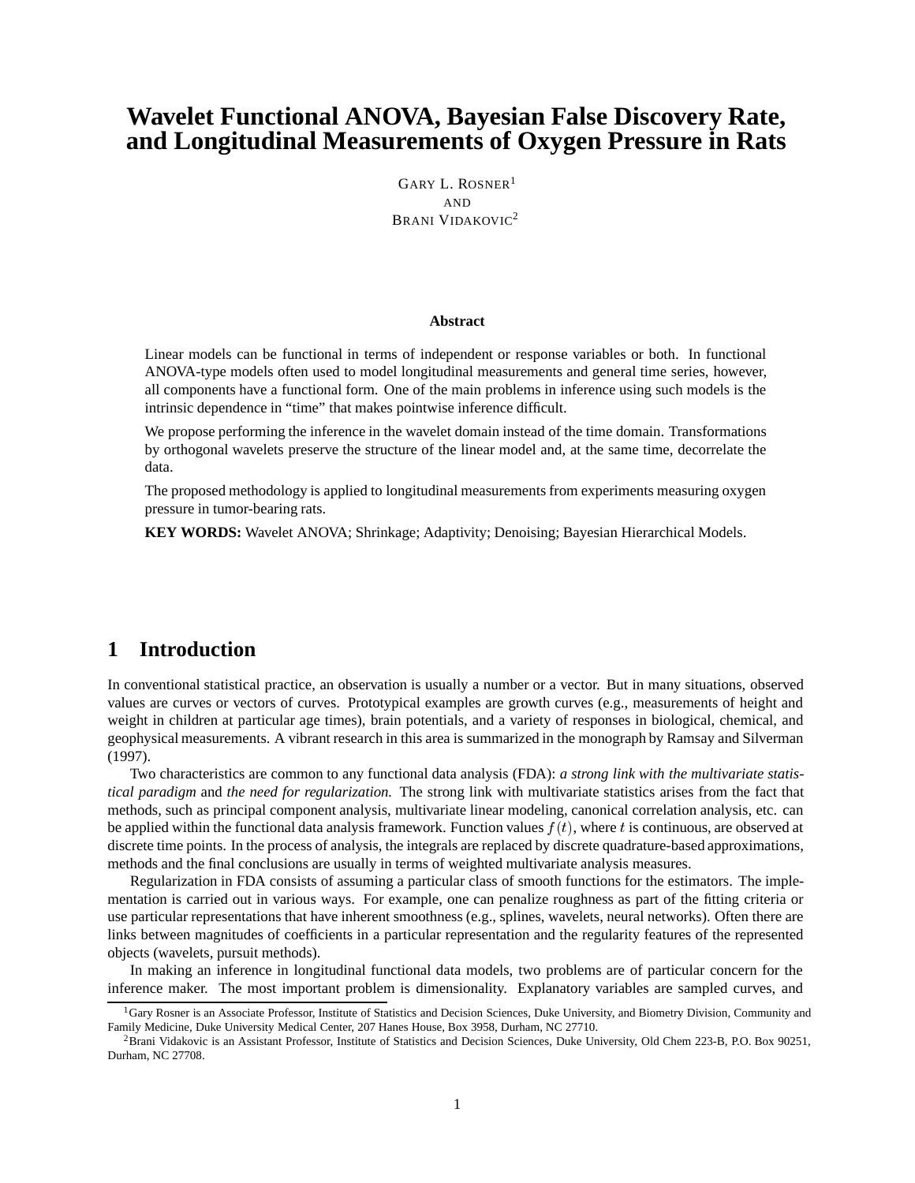# Wavelet Functional ANOVA, Bayesian False Discovery Rate, and Longitudinal Measurements of Oxygen Pressure in Rats

Gary L. Rosner[1]
and
Brani Vidakovic[2]

**Abstract**

Linear models can be functional in terms of independent or response variables or both. In functional ANOVA-type models often used to model longitudinal measurements and general time series, however, all components have a functional form. One of the main problems in inference using such models is the intrinsic dependence in "time" that makes pointwise inference difficult.

We propose performing the inference in the wavelet domain instead of the time domain. Transformations by orthogonal wavelets preserve the structure of the linear model and, at the same time, decorrelate the data.

The proposed methodology is applied to longitudinal measurements from experiments measuring oxygen pressure in tumor-bearing rats.

**KEY WORDS:** Wavelet ANOVA; Shrinkage; Adaptivity; Denoising; Bayesian Hierarchical Models.

## 1 Introduction

In conventional statistical practice, an observation is usually a number or a vector. But in many situations, observed values are curves or vectors of curves. Prototypical examples are growth curves (e.g., measurements of height and weight in children at particular age times), brain potentials, and a variety of responses in biological, chemical, and geophysical measurements. A vibrant research in this area is summarized in the monograph by Ramsay and Silverman (1997).

Two characteristics are common to any functional data analysis (FDA): *a strong link with the multivariate statistical paradigm* and *the need for regularization.* The strong link with multivariate statistics arises from the fact that methods, such as principal component analysis, multivariate linear modeling, canonical correlation analysis, etc. can be applied within the functional data analysis framework. Function values $f(t)$, where $t$ is continuous, are observed at discrete time points. In the process of analysis, the integrals are replaced by discrete quadrature-based approximations, methods and the final conclusions are usually in terms of weighted multivariate analysis measures.

Regularization in FDA consists of assuming a particular class of smooth functions for the estimators. The implementation is carried out in various ways. For example, one can penalize roughness as part of the fitting criteria or use particular representations that have inherent smoothness (e.g., splines, wavelets, neural networks). Often there are links between magnitudes of coefficients in a particular representation and the regularity features of the represented objects (wavelets, pursuit methods).

In making an inference in longitudinal functional data models, two problems are of particular concern for the inference maker. The most important problem is dimensionality. Explanatory variables are sampled curves, and

[1] Gary Rosner is an Associate Professor, Institute of Statistics and Decision Sciences, Duke University, and Biometry Division, Community and Family Medicine, Duke University Medical Center, 207 Hanes House, Box 3958, Durham, NC 27710.

[2] Brani Vidakovic is an Assistant Professor, Institute of Statistics and Decision Sciences, Duke University, Old Chem 223-B, P.O. Box 90251, Durham, NC 27708.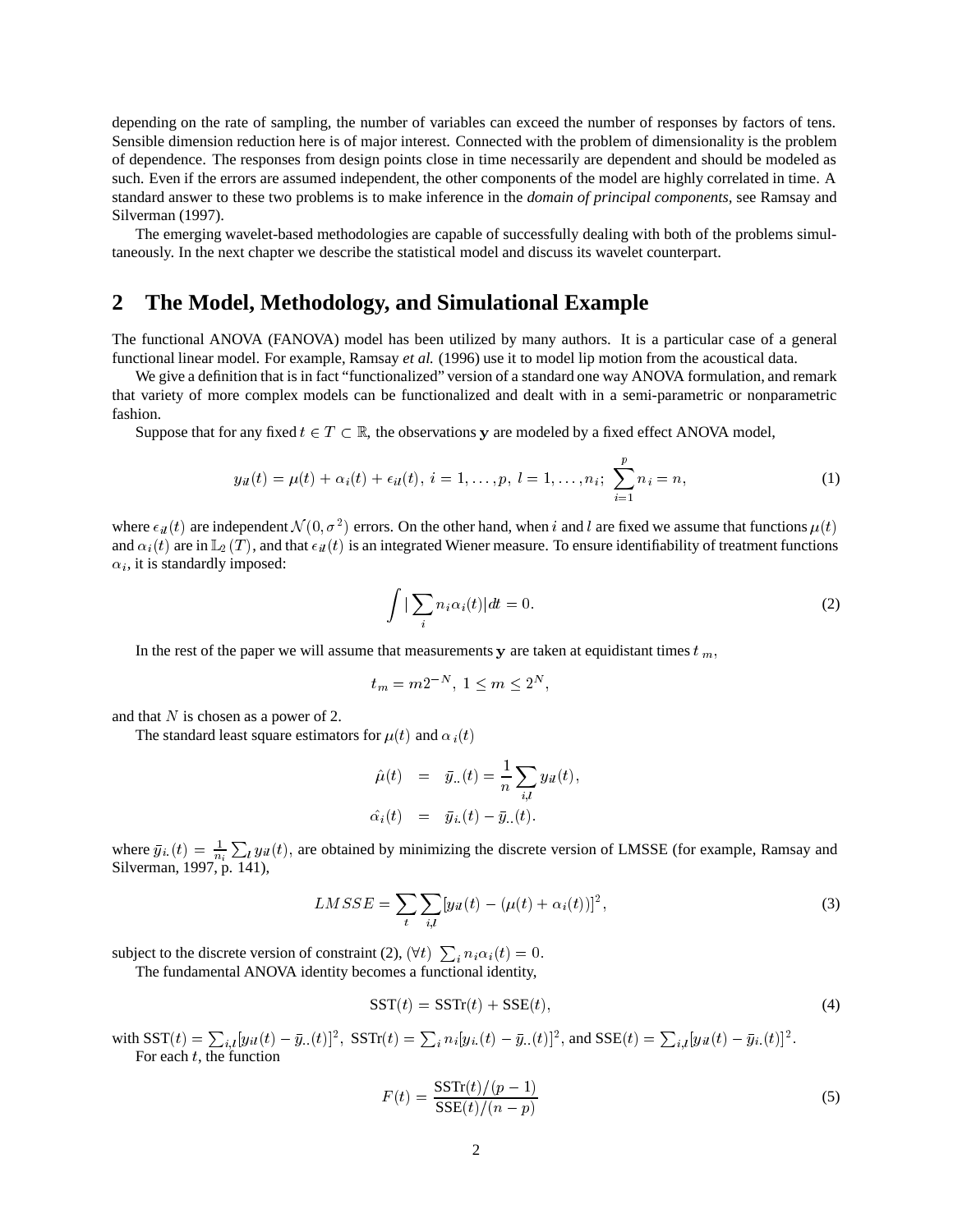depending on the rate of sampling, the number of variables can exceed the number of responses by factors of tens. Sensible dimension reduction here is of major interest. Connected with the problem of dimensionality is the problem of dependence. The responses from design points close in time necessarily are dependent and should be modeled as such. Even if the errors are assumed independent, the other components of the model are highly correlated in time. A standard answer to these two problems is to make inference in the *domain of principal components*, see Ramsay and Silverman (1997).

The emerging wavelet-based methodologies are capable of successfully dealing with both of the problems simultaneously. In the next chapter we describe the statistical model and discuss its wavelet counterpart.

## 2 The Model, Methodology, and Simulational Example

The functional ANOVA (FANOVA) model has been utilized by many authors. It is a particular case of a general functional linear model. For example, Ramsay *et al.* (1996) use it to model lip motion from the acoustical data.

We give a definition that is in fact "functionalized" version of a standard one way ANOVA formulation, and remark that variety of more complex models can be functionalized and dealt with in a semi-parametric or nonparametric fashion.

Suppose that for any fixed $t \in T \subset \mathbb{R}$, the observations $\mathbf{y}$ are modeled by a fixed effect ANOVA model,

$$y_{il}(t) = \mu(t) + \alpha_i(t) + \epsilon_{il}(t),\ i = 1, \ldots, p,\ l = 1, \ldots, n_i;\ \sum_{i=1}^{p} n_i = n, \tag{1}$$

where $\epsilon_{il}(t)$ are independent $\mathcal{N}(0, \sigma^2)$ errors. On the other hand, when $i$ and $l$ are fixed we assume that functions $\mu(t)$ and $\alpha_i(t)$ are in $\mathbb{L}_2(T)$, and that $\epsilon_{il}(t)$ is an integrated Wiener measure. To ensure identifiability of treatment functions $\alpha_i$, it is standardly imposed:

$$\int |\sum_i n_i \alpha_i(t)| dt = 0. \tag{2}$$

In the rest of the paper we will assume that measurements $\mathbf{y}$ are taken at equidistant times $t_m$,

$$t_m = m 2^{-N},\ 1 \le m \le 2^N,$$

and that $N$ is chosen as a power of 2.

The standard least square estimators for $\mu(t)$ and $\alpha_i(t)$

$$\begin{aligned} \hat{\mu}(t) &= \bar{y}_{..}(t) = \frac{1}{n} \sum_{i,l} y_{il}(t), \\ \hat{\alpha_i}(t) &= \bar{y}_{i.}(t) - \bar{y}_{..}(t). \end{aligned}$$

where $\bar{y}_{i.}(t) = \frac{1}{n_i} \sum_l y_{il}(t)$, are obtained by minimizing the discrete version of LMSSE (for example, Ramsay and Silverman, 1997, p. 141),

$$LMSSE = \sum_t \sum_{i,l} [y_{il}(t) - (\mu(t) + \alpha_i(t))]^2, \tag{3}$$

subject to the discrete version of constraint (2), $(\forall t)\ \sum_i n_i \alpha_i(t) = 0$.

The fundamental ANOVA identity becomes a functional identity,

$$\text{SST}(t) = \text{SSTr}(t) + \text{SSE}(t), \tag{4}$$

with $\text{SST}(t) = \sum_{i,l} [y_{il}(t) - \bar{y}_{..}(t)]^2$, $\text{SSTr}(t) = \sum_i n_i [y_{i.}(t) - \bar{y}_{..}(t)]^2$, and $\text{SSE}(t) = \sum_{i,l} [y_{il}(t) - \bar{y}_{i.}(t)]^2$.

For each $t$, the function

$$F(t) = \frac{\text{SSTr}(t)/(p-1)}{\text{SSE}(t)/(n-p)} \tag{5}$$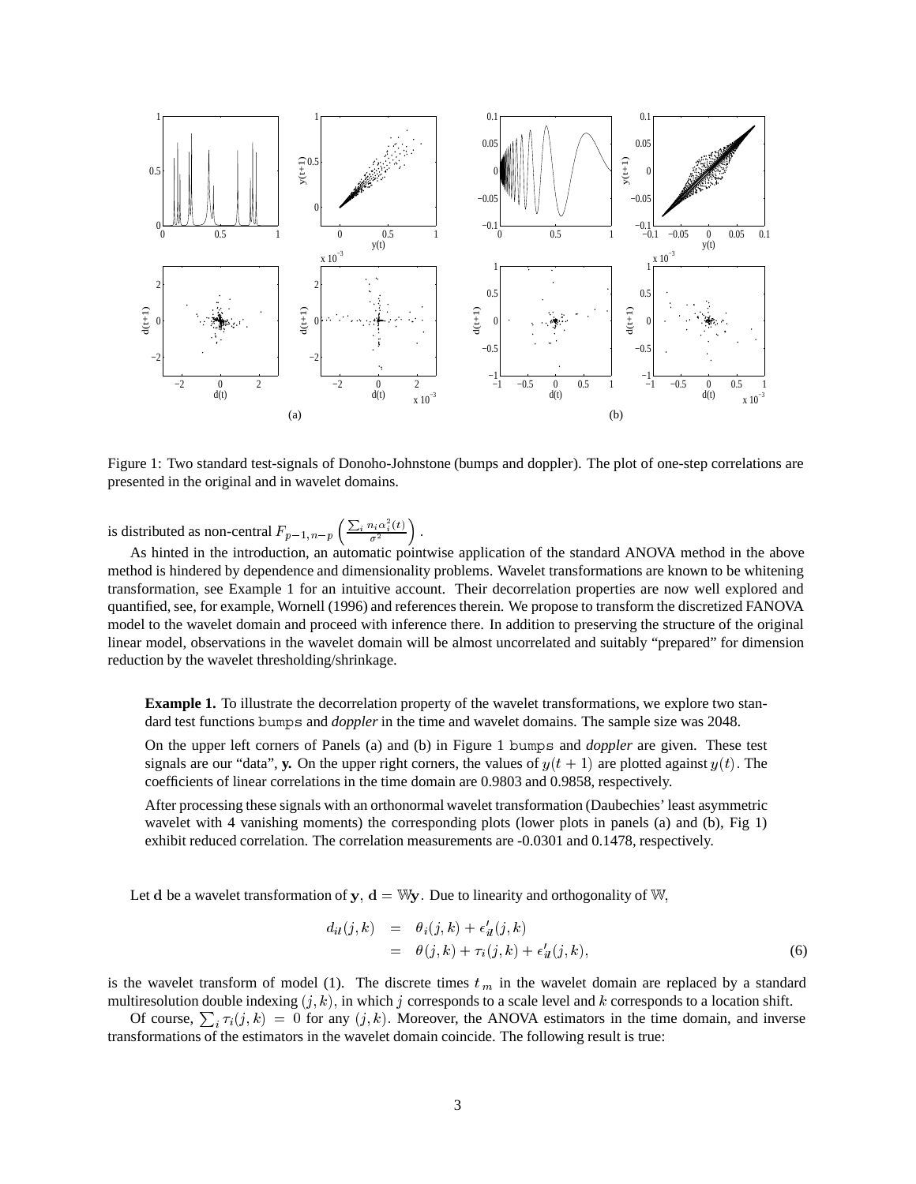Figure 1: Two standard test-signals of Donoho-Johnstone (bumps and doppler). The plot of one-step correlations are presented in the original and in wavelet domains.

is distributed as non-central $F_{p-1,n-p}\left(\frac{\sum_i n_i \alpha_i^2(t)}{\sigma^2}\right)$.

As hinted in the introduction, an automatic pointwise application of the standard ANOVA method in the above method is hindered by dependence and dimensionality problems. Wavelet transformations are known to be whitening transformation, see Example 1 for an intuitive account. Their decorrelation properties are now well explored and quantified, see, for example, Wornell (1996) and references therein. We propose to transform the discretized FANOVA model to the wavelet domain and proceed with inference there. In addition to preserving the structure of the original linear model, observations in the wavelet domain will be almost uncorrelated and suitably "prepared" for dimension reduction by the wavelet thresholding/shrinkage.

**Example 1.** To illustrate the decorrelation property of the wavelet transformations, we explore two standard test functions bumps and *doppler* in the time and wavelet domains. The sample size was 2048.

On the upper left corners of Panels (a) and (b) in Figure 1 bumps and *doppler* are given. These test signals are our "data", **y.** On the upper right corners, the values of $y(t+1)$ are plotted against $y(t)$. The coefficients of linear correlations in the time domain are 0.9803 and 0.9858, respectively.

After processing these signals with an orthonormal wavelet transformation (Daubechies' least asymmetric wavelet with 4 vanishing moments) the corresponding plots (lower plots in panels (a) and (b), Fig 1) exhibit reduced correlation. The correlation measurements are -0.0301 and 0.1478, respectively.

Let $\mathbf{d}$ be a wavelet transformation of $\mathbf{y}$, $\mathbf{d} = \mathbb{W}\mathbf{y}$. Due to linearity and orthogonality of $\mathbb{W}$,

$$\begin{aligned} d_{il}(j,k) &= \theta_i(j,k) + \epsilon'_{il}(j,k) \\ &= \theta(j,k) + \tau_i(j,k) + \epsilon'_{il}(j,k), \end{aligned} \tag{6}$$

is the wavelet transform of model (1). The discrete times $t_m$ in the wavelet domain are replaced by a standard multiresolution double indexing $(j,k)$, in which $j$ corresponds to a scale level and $k$ corresponds to a location shift.

Of course, $\sum_i \tau_i(j,k) = 0$ for any $(j,k)$. Moreover, the ANOVA estimators in the time domain, and inverse transformations of the estimators in the wavelet domain coincide. The following result is true: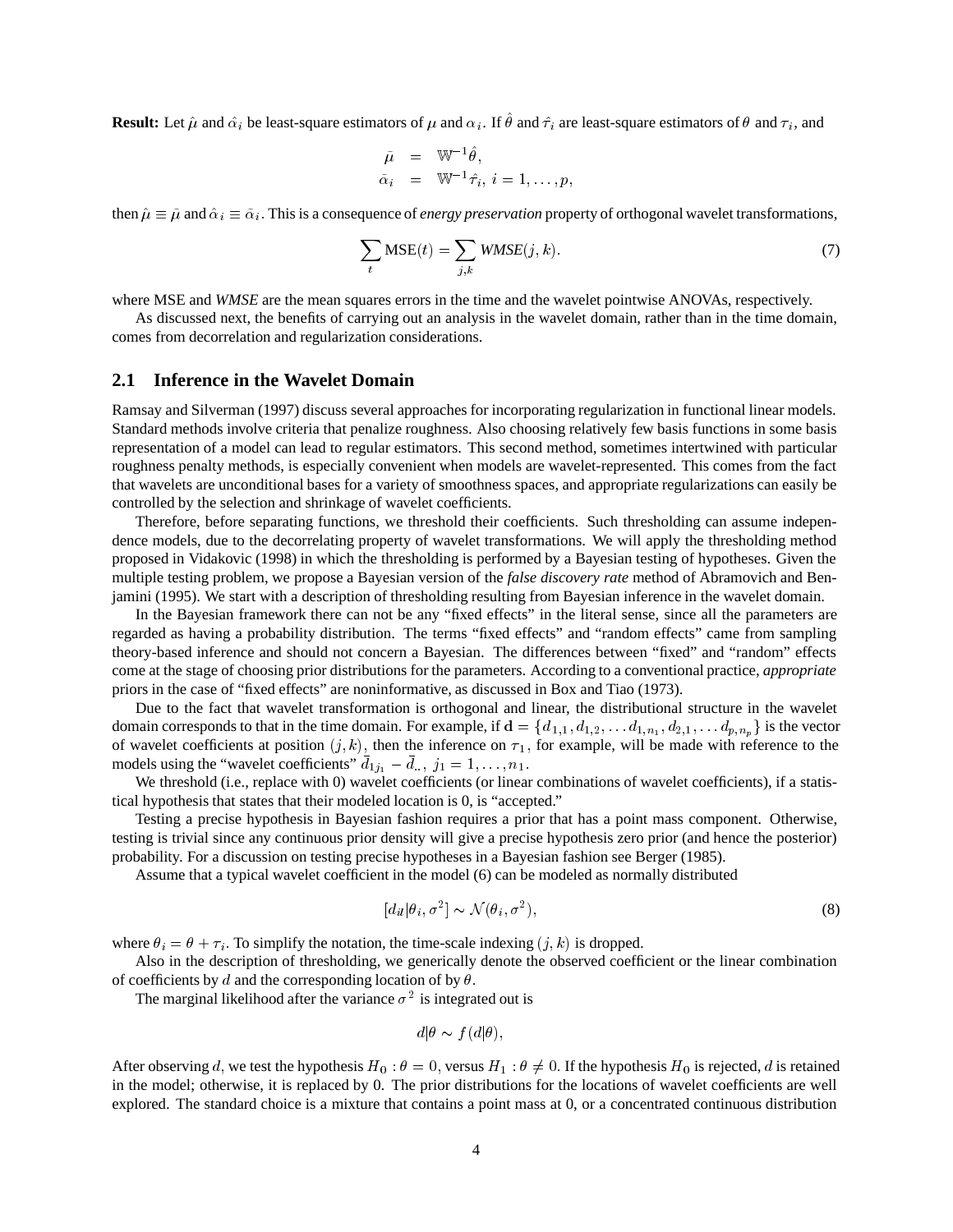**Result:** Let $\hat{\mu}$ and $\hat{\alpha}_i$ be least-square estimators of $\mu$ and $\alpha_i$. If $\hat{\theta}$ and $\hat{\tau}_i$ are least-square estimators of $\theta$ and $\tau_i$, and

$$\begin{aligned} \bar{\mu} &= \mathbb{W}^{-1}\hat{\theta}, \\ \bar{\alpha}_i &= \mathbb{W}^{-1}\hat{\tau}_i,\ i = 1, \ldots, p, \end{aligned}$$

then $\hat{\mu} \equiv \bar{\mu}$ and $\hat{\alpha}_i \equiv \bar{\alpha}_i$. This is a consequence of *energy preservation* property of orthogonal wavelet transformations,

$$\sum_t \text{MSE}(t) = \sum_{j,k} \textit{WMSE}(j,k). \tag{7}$$

where MSE and *WMSE* are the mean squares errors in the time and the wavelet pointwise ANOVAs, respectively.

As discussed next, the benefits of carrying out an analysis in the wavelet domain, rather than in the time domain, comes from decorrelation and regularization considerations.

## 2.1 Inference in the Wavelet Domain

Ramsay and Silverman (1997) discuss several approaches for incorporating regularization in functional linear models. Standard methods involve criteria that penalize roughness. Also choosing relatively few basis functions in some basis representation of a model can lead to regular estimators. This second method, sometimes intertwined with particular roughness penalty methods, is especially convenient when models are wavelet-represented. This comes from the fact that wavelets are unconditional bases for a variety of smoothness spaces, and appropriate regularizations can easily be controlled by the selection and shrinkage of wavelet coefficients.

Therefore, before separating functions, we threshold their coefficients. Such thresholding can assume independence models, due to the decorrelating property of wavelet transformations. We will apply the thresholding method proposed in Vidakovic (1998) in which the thresholding is performed by a Bayesian testing of hypotheses. Given the multiple testing problem, we propose a Bayesian version of the *false discovery rate* method of Abramovich and Benjamini (1995). We start with a description of thresholding resulting from Bayesian inference in the wavelet domain.

In the Bayesian framework there can not be any "fixed effects" in the literal sense, since all the parameters are regarded as having a probability distribution. The terms "fixed effects" and "random effects" came from sampling theory-based inference and should not concern a Bayesian. The differences between "fixed" and "random" effects come at the stage of choosing prior distributions for the parameters. According to a conventional practice, *appropriate* priors in the case of "fixed effects" are noninformative, as discussed in Box and Tiao (1973).

Due to the fact that wavelet transformation is orthogonal and linear, the distributional structure in the wavelet domain corresponds to that in the time domain. For example, if $\mathbf{d} = \{d_{1,1}, d_{1,2}, \ldots d_{1,n_1}, d_{2,1}, \ldots d_{p,n_p}\}$ is the vector of wavelet coefficients at position $(j,k)$, then the inference on $\tau_1$, for example, will be made with reference to the models using the "wavelet coefficients" $\bar{d}_{1j_1} - \bar{d}_{..},\ j_1 = 1, \ldots, n_1$.

We threshold (i.e., replace with 0) wavelet coefficients (or linear combinations of wavelet coefficients), if a statistical hypothesis that states that their modeled location is 0, is "accepted."

Testing a precise hypothesis in Bayesian fashion requires a prior that has a point mass component. Otherwise, testing is trivial since any continuous prior density will give a precise hypothesis zero prior (and hence the posterior) probability. For a discussion on testing precise hypotheses in a Bayesian fashion see Berger (1985).

Assume that a typical wavelet coefficient in the model (6) can be modeled as normally distributed

$$[d_{il}|\theta_i, \sigma^2] \sim \mathcal{N}(\theta_i, \sigma^2), \tag{8}$$

where $\theta_i = \theta + \tau_i$. To simplify the notation, the time-scale indexing $(j,k)$ is dropped.

Also in the description of thresholding, we generically denote the observed coefficient or the linear combination of coefficients by $d$ and the corresponding location of by $\theta$.

The marginal likelihood after the variance $\sigma^2$ is integrated out is

$$d|\theta \sim f(d|\theta),$$

After observing $d$, we test the hypothesis $H_0 : \theta = 0$, versus $H_1 : \theta \neq 0$. If the hypothesis $H_0$ is rejected, $d$ is retained in the model; otherwise, it is replaced by 0. The prior distributions for the locations of wavelet coefficients are well explored. The standard choice is a mixture that contains a point mass at 0, or a concentrated continuous distribution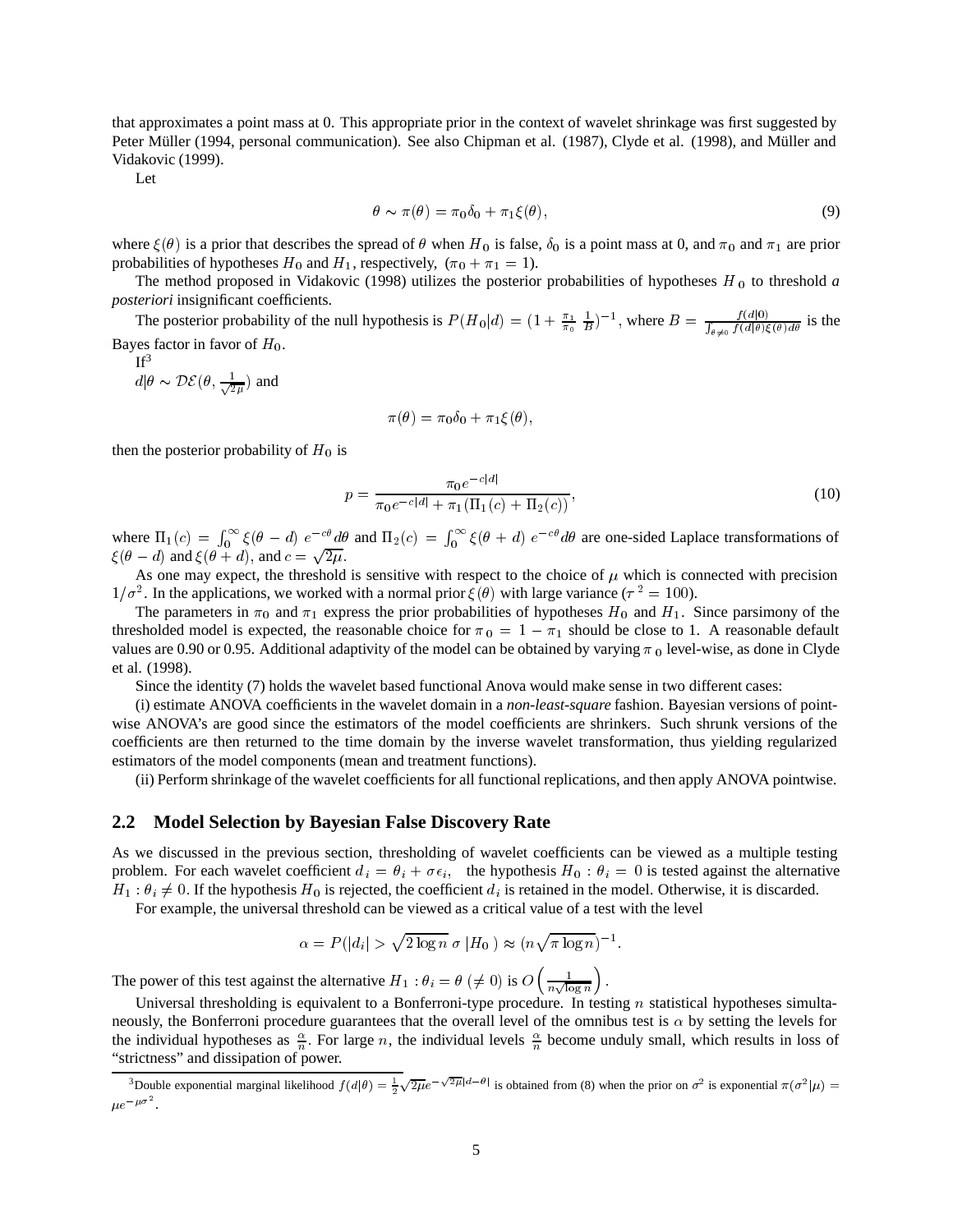that approximates a point mass at 0. This appropriate prior in the context of wavelet shrinkage was first suggested by Peter Müller (1994, personal communication). See also Chipman et al. (1987), Clyde et al. (1998), and Müller and Vidakovic (1999).

Let

$$\theta \sim \pi(\theta) = \pi_0 \delta_0 + \pi_1 \xi(\theta), \tag{9}$$

where $\xi(\theta)$ is a prior that describes the spread of $\theta$ when $H_0$ is false, $\delta_0$ is a point mass at 0, and $\pi_0$ and $\pi_1$ are prior probabilities of hypotheses $H_0$ and $H_1$, respectively, $(\pi_0 + \pi_1 = 1)$.

The method proposed in Vidakovic (1998) utilizes the posterior probabilities of hypotheses $H_0$ to threshold *a posteriori* insignificant coefficients.

The posterior probability of the null hypothesis is $P(H_0|d) = (1 + \frac{\pi_1}{\pi_0} \frac{1}{B})^{-1}$, where $B = \frac{f(d|0)}{\int_{\theta \neq 0} f(d|\theta)\xi(\theta)d\theta}$ is the Bayes factor in favor of $H_0$.

If[3] $d|\theta \sim \mathcal{DE}(\theta, \frac{1}{\sqrt{2\mu}})$ and

$$\pi(\theta) = \pi_0 \delta_0 + \pi_1 \xi(\theta),$$

then the posterior probability of $H_0$ is

$$p = \frac{\pi_0 e^{-c|d|}}{\pi_0 e^{-c|d|} + \pi_1 (\Pi_1(c) + \Pi_2(c))}, \tag{10}$$

where $\Pi_1(c) = \int_0^\infty \xi(\theta - d)\ e^{-c\theta} d\theta$ and $\Pi_2(c) = \int_0^\infty \xi(\theta + d)\ e^{-c\theta} d\theta$ are one-sided Laplace transformations of $\xi(\theta - d)$ and $\xi(\theta + d)$, and $c = \sqrt{2\mu}$.

As one may expect, the threshold is sensitive with respect to the choice of $\mu$ which is connected with precision $1/\sigma^2$. In the applications, we worked with a normal prior $\xi(\theta)$ with large variance ($\tau^2 = 100$).

The parameters in $\pi_0$ and $\pi_1$ express the prior probabilities of hypotheses $H_0$ and $H_1$. Since parsimony of the thresholded model is expected, the reasonable choice for $\pi_0 = 1 - \pi_1$ should be close to 1. A reasonable default values are 0.90 or 0.95. Additional adaptivity of the model can be obtained by varying $\pi_0$ level-wise, as done in Clyde et al. (1998).

Since the identity (7) holds the wavelet based functional Anova would make sense in two different cases:

(i) estimate ANOVA coefficients in the wavelet domain in a *non-least-square* fashion. Bayesian versions of point-wise ANOVA's are good since the estimators of the model coefficients are shrinkers. Such shrunk versions of the coefficients are then returned to the time domain by the inverse wavelet transformation, thus yielding regularized estimators of the model components (mean and treatment functions).

(ii) Perform shrinkage of the wavelet coefficients for all functional replications, and then apply ANOVA pointwise.

## 2.2 Model Selection by Bayesian False Discovery Rate

As we discussed in the previous section, thresholding of wavelet coefficients can be viewed as a multiple testing problem. For each wavelet coefficient $d_i = \theta_i + \sigma\epsilon_i$, the hypothesis $H_0 : \theta_i = 0$ is tested against the alternative $H_1 : \theta_i \neq 0$. If the hypothesis $H_0$ is rejected, the coefficient $d_i$ is retained in the model. Otherwise, it is discarded.

For example, the universal threshold can be viewed as a critical value of a test with the level

$$\alpha = P(|d_i| > \sqrt{2\log n}\,\sigma\ |H_0\ ) \approx (n\sqrt{\pi \log n})^{-1}.$$

The power of this test against the alternative $H_1 : \theta_i = \theta\ (\neq 0)$ is $O\left(\frac{1}{n\sqrt{\log n}}\right)$.

Universal thresholding is equivalent to a Bonferroni-type procedure. In testing $n$ statistical hypotheses simultaneously, the Bonferroni procedure guarantees that the overall level of the omnibus test is $\alpha$ by setting the levels for the individual hypotheses as $\frac{\alpha}{n}$. For large $n$, the individual levels $\frac{\alpha}{n}$ become unduly small, which results in loss of "strictness" and dissipation of power.

[3]Double exponential marginal likelihood $f(d|\theta) = \frac{1}{2}\sqrt{2\mu}e^{-\sqrt{2\mu}|d-\theta|}$ is obtained from (8) when the prior on $\sigma^2$ is exponential $\pi(\sigma^2|\mu) = \mu e^{-\mu\sigma^2}$.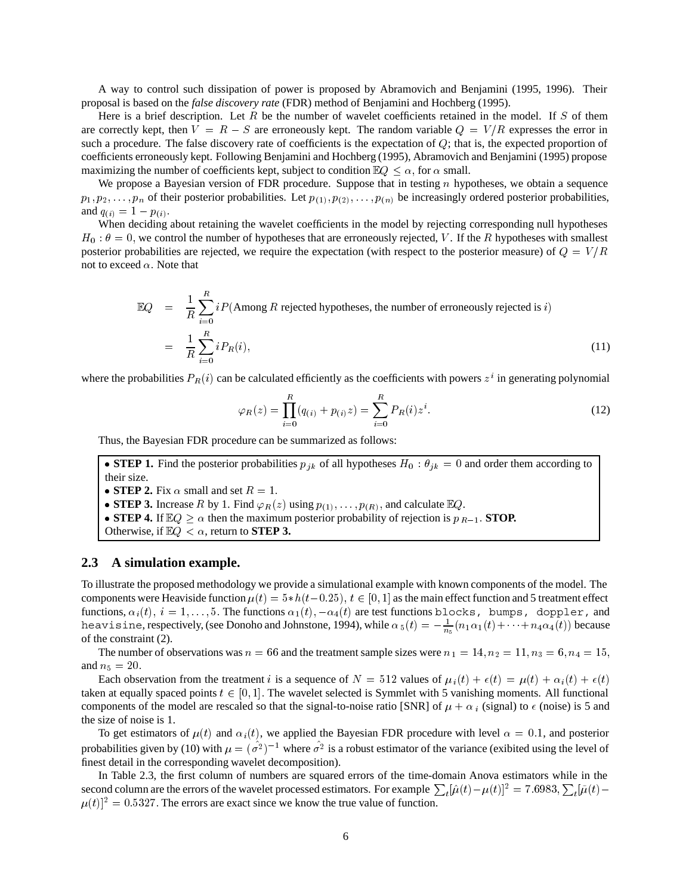A way to control such dissipation of power is proposed by Abramovich and Benjamini (1995, 1996). Their proposal is based on the *false discovery rate* (FDR) method of Benjamini and Hochberg (1995).

Here is a brief description. Let $R$ be the number of wavelet coefficients retained in the model. If $S$ of them are correctly kept, then $V = R - S$ are erroneously kept. The random variable $Q = V/R$ expresses the error in such a procedure. The false discovery rate of coefficients is the expectation of $Q$; that is, the expected proportion of coefficients erroneously kept. Following Benjamini and Hochberg (1995), Abramovich and Benjamini (1995) propose maximizing the number of coefficients kept, subject to condition $\mathbb{E}Q \leq \alpha$, for $\alpha$ small.

We propose a Bayesian version of FDR procedure. Suppose that in testing $n$ hypotheses, we obtain a sequence $p_1, p_2, \ldots, p_n$ of their posterior probabilities. Let $p_{(1)}, p_{(2)}, \ldots, p_{(n)}$ be increasingly ordered posterior probabilities, and $q_{(i)} = 1 - p_{(i)}$.

When deciding about retaining the wavelet coefficients in the model by rejecting corresponding null hypotheses $H_0 : \theta = 0$, we control the number of hypotheses that are erroneously rejected, $V$. If the $R$ hypotheses with smallest posterior probabilities are rejected, we require the expectation (with respect to the posterior measure) of $Q = V/R$ not to exceed $\alpha$. Note that

$$
\begin{aligned}
\mathbb{E}Q &= \frac{1}{R}\sum_{i=0}^{R} iP(\text{Among } R \text{ rejected hypotheses, the number of erroneously rejected is } i) \\
&= \frac{1}{R}\sum_{i=0}^{R} iP_R(i), \qquad (11)
\end{aligned}
$$

where the probabilities $P_R(i)$ can be calculated efficiently as the coefficients with powers $z^i$ in generating polynomial

$$
\varphi_R(z) = \prod_{i=0}^{R}(q_{(i)} + p_{(i)}z) = \sum_{i=0}^{R} P_R(i)z^i. \qquad (12)
$$

Thus, the Bayesian FDR procedure can be summarized as follows:

- **STEP 1.** Find the posterior probabilities $p_{jk}$ of all hypotheses $H_0 : \theta_{jk} = 0$ and order them according to their size.
- **STEP 2.** Fix $\alpha$ small and set $R = 1$.
- **STEP 3.** Increase $R$ by 1. Find $\varphi_R(z)$ using $p_{(1)}, \ldots, p_{(R)}$, and calculate $\mathbb{E}Q$.
- **STEP 4.** If $\mathbb{E}Q \geq \alpha$ then the maximum posterior probability of rejection is $p_{R-1}$. **STOP.** Otherwise, if $\mathbb{E}Q < \alpha$, return to **STEP 3.**

## 2.3 A simulation example.

To illustrate the proposed methodology we provide a simulational example with known components of the model. The components were Heaviside function $\mu(t) = 5 * h(t - 0.25)$, $t \in [0, 1]$ as the main effect function and 5 treatment effect functions, $\alpha_i(t)$, $i = 1, \ldots, 5$. The functions $\alpha_1(t), -\alpha_4(t)$ are test functions `blocks, bumps, doppler,` and `heavisine`, respectively, (see Donoho and Johnstone, 1994), while $\alpha_5(t) = -\frac{1}{n_5}(n_1\alpha_1(t) + \cdots + n_4\alpha_4(t))$ because of the constraint (2).

The number of observations was $n = 66$ and the treatment sample sizes were $n_1 = 14, n_2 = 11, n_3 = 6, n_4 = 15,$ and $n_5 = 20$.

Each observation from the treatment $i$ is a sequence of $N = 512$ values of $\mu_i(t) + \epsilon(t) = \mu(t) + \alpha_i(t) + \epsilon(t)$ taken at equally spaced points $t \in [0, 1]$. The wavelet selected is Symmlet with 5 vanishing moments. All functional components of the model are rescaled so that the signal-to-noise ratio [SNR] of $\mu + \alpha_i$ (signal) to $\epsilon$ (noise) is 5 and the size of noise is 1.

To get estimators of $\mu(t)$ and $\alpha_i(t)$, we applied the Bayesian FDR procedure with level $\alpha = 0.1$, and posterior probabilities given by (10) with $\mu = (\hat{\sigma^2})^{-1}$ where $\hat{\sigma^2}$ is a robust estimator of the variance (exibited using the level of finest detail in the corresponding wavelet decomposition).

In Table 2.3, the first column of numbers are squared errors of the time-domain Anova estimators while in the second column are the errors of the wavelet processed estimators. For example $\sum_t[\hat{\mu}(t) - \mu(t)]^2 = 7.6983, \sum_t[\bar{\mu}(t) - \mu(t)]^2 = 0.5327$. The errors are exact since we know the true value of function.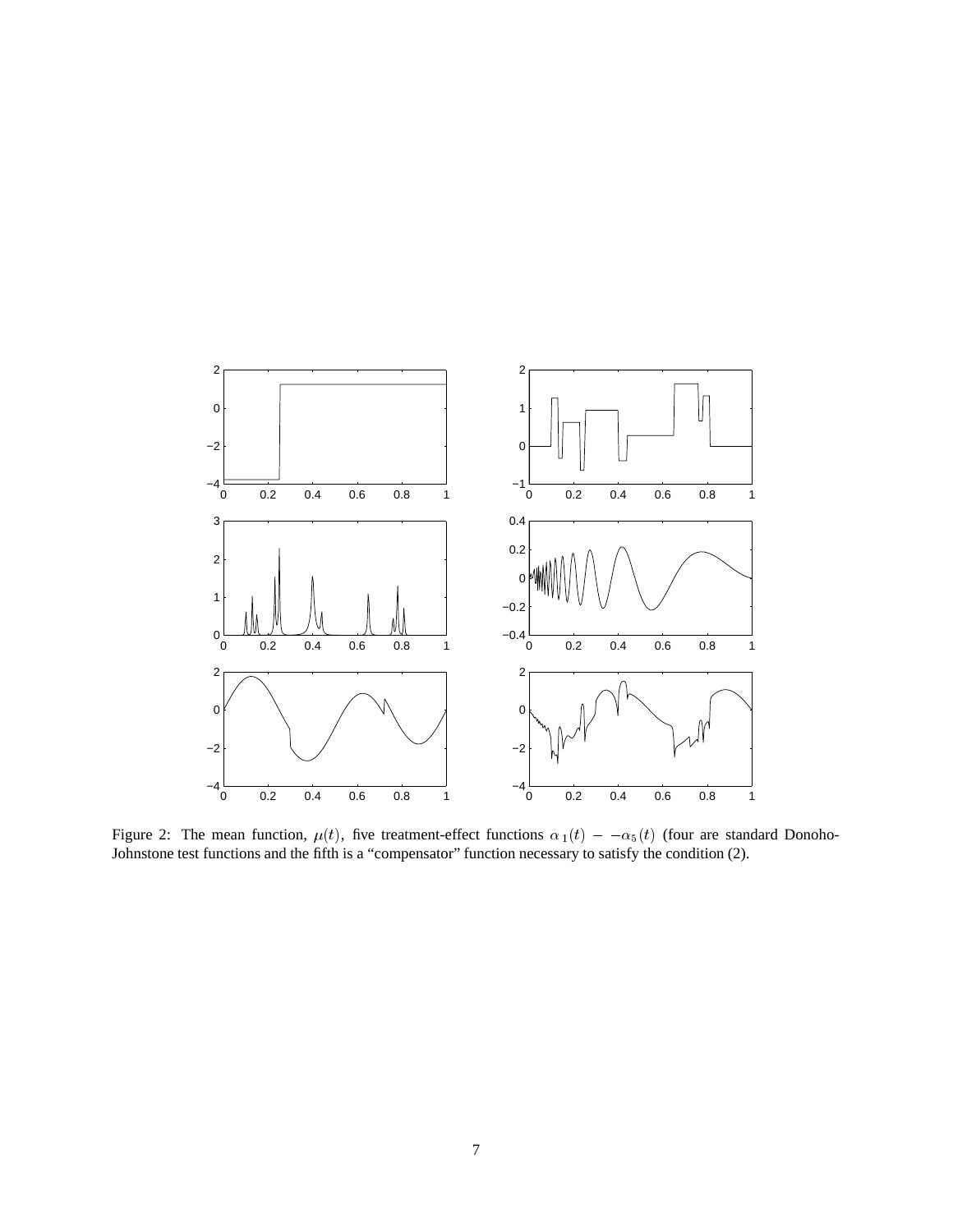Figure 2: The mean function, $\mu(t)$, five treatment-effect functions $\alpha_1(t) - -\alpha_5(t)$ (four are standard Donoho-Johnstone test functions and the fifth is a "compensator" function necessary to satisfy the condition (2).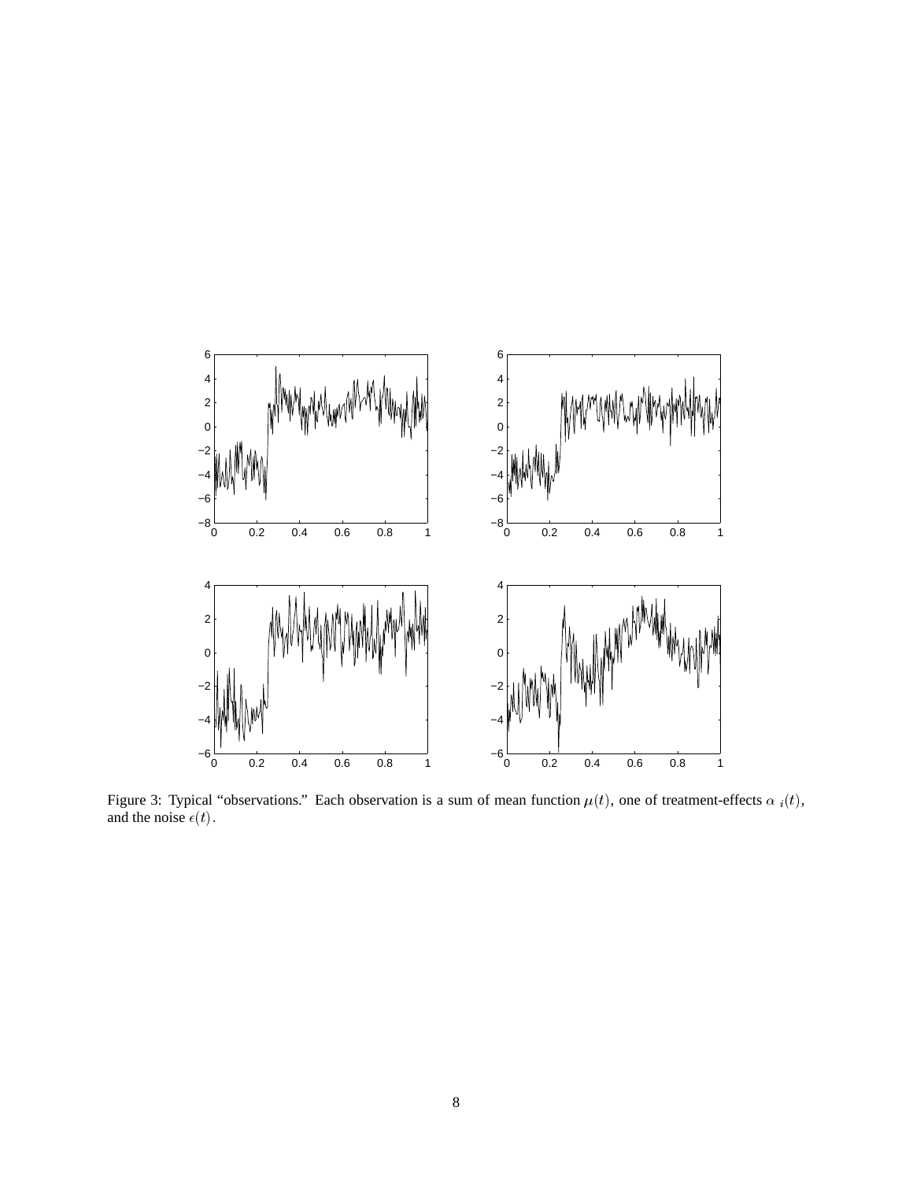Figure 3: Typical "observations." Each observation is a sum of mean function $\mu(t)$, one of treatment-effects $\alpha_i(t)$, and the noise $\epsilon(t)$.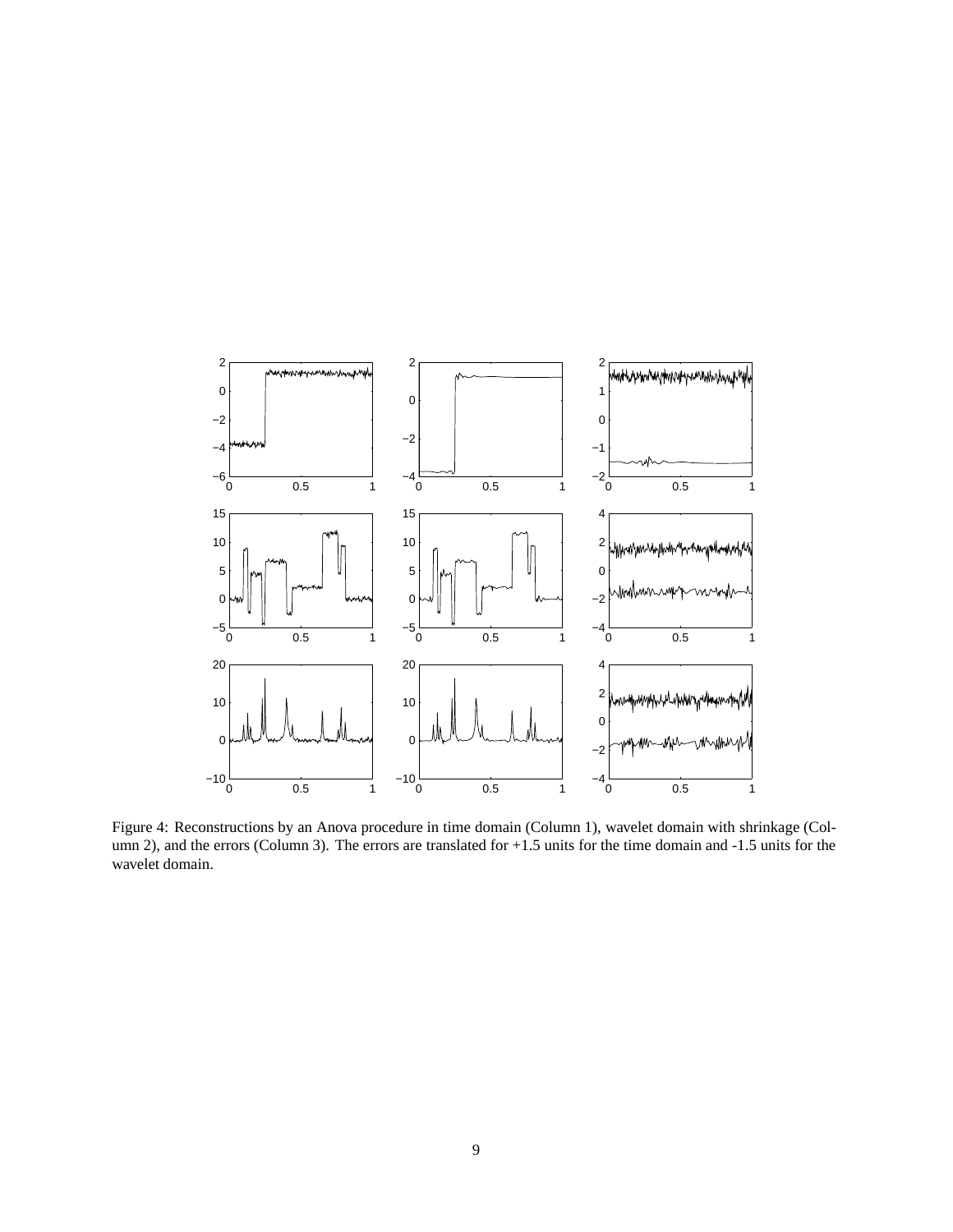Figure 4: Reconstructions by an Anova procedure in time domain (Column 1), wavelet domain with shrinkage (Column 2), and the errors (Column 3). The errors are translated for +1.5 units for the time domain and -1.5 units for the wavelet domain.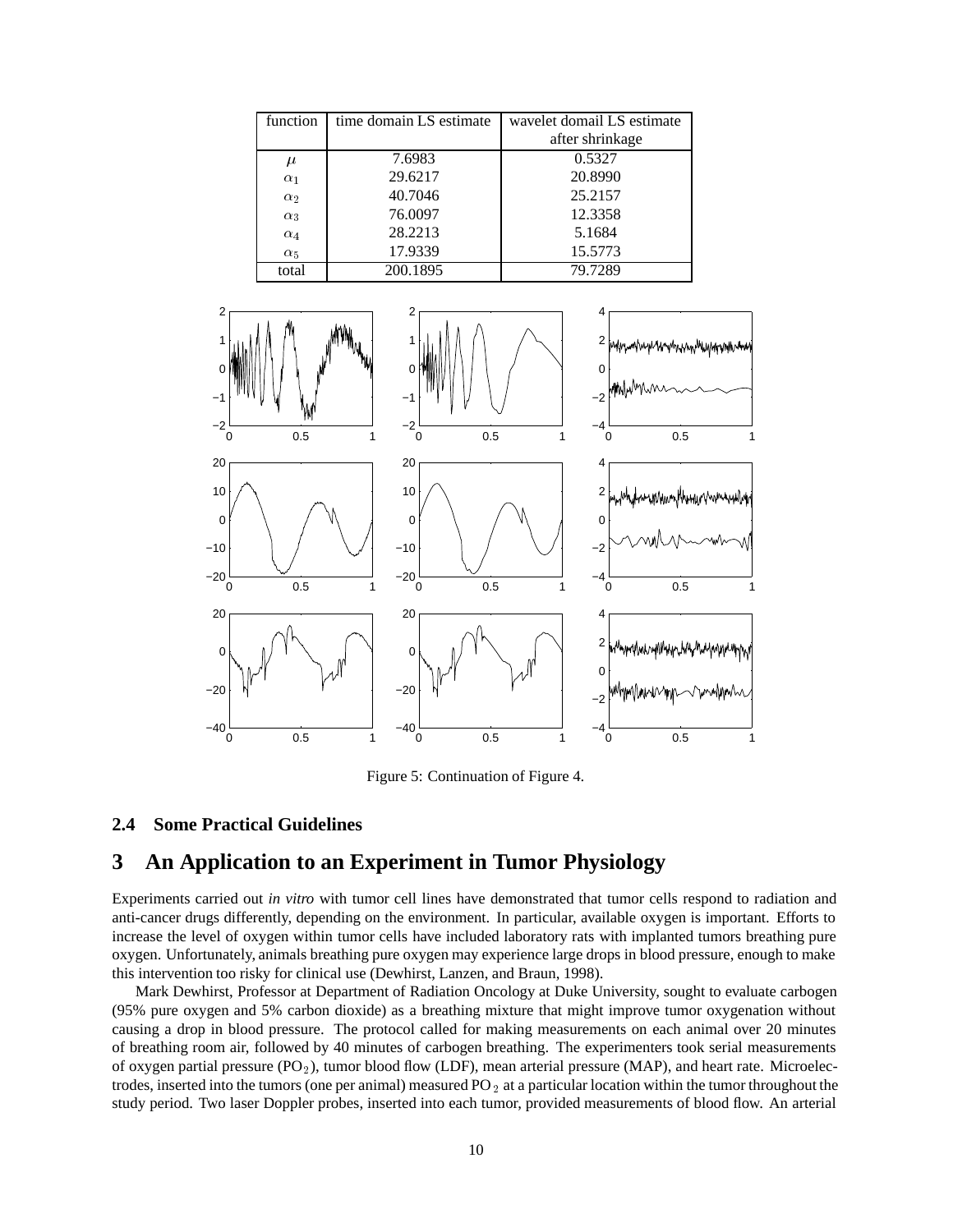| function | time domain LS estimate | wavelet domail LS estimate after shrinkage |
|---|---|---|
| $\mu$ | 7.6983 | 0.5327 |
| $\alpha_1$ | 29.6217 | 20.8990 |
| $\alpha_2$ | 40.7046 | 25.2157 |
| $\alpha_3$ | 76.0097 | 12.3358 |
| $\alpha_4$ | 28.2213 | 5.1684 |
| $\alpha_5$ | 17.9339 | 15.5773 |
| total | 200.1895 | 79.7289 |

Figure 5: Continuation of Figure 4.

### 2.4 Some Practical Guidelines

## 3 An Application to an Experiment in Tumor Physiology

Experiments carried out *in vitro* with tumor cell lines have demonstrated that tumor cells respond to radiation and anti-cancer drugs differently, depending on the environment. In particular, available oxygen is important. Efforts to increase the level of oxygen within tumor cells have included laboratory rats with implanted tumors breathing pure oxygen. Unfortunately, animals breathing pure oxygen may experience large drops in blood pressure, enough to make this intervention too risky for clinical use (Dewhirst, Lanzen, and Braun, 1998).

Mark Dewhirst, Professor at Department of Radiation Oncology at Duke University, sought to evaluate carbogen (95% pure oxygen and 5% carbon dioxide) as a breathing mixture that might improve tumor oxygenation without causing a drop in blood pressure. The protocol called for making measurements on each animal over 20 minutes of breathing room air, followed by 40 minutes of carbogen breathing. The experimenters took serial measurements of oxygen partial pressure ($PO_2$), tumor blood flow (LDF), mean arterial pressure (MAP), and heart rate. Microelectrodes, inserted into the tumors (one per animal) measured $PO_2$ at a particular location within the tumor throughout the study period. Two laser Doppler probes, inserted into each tumor, provided measurements of blood flow. An arterial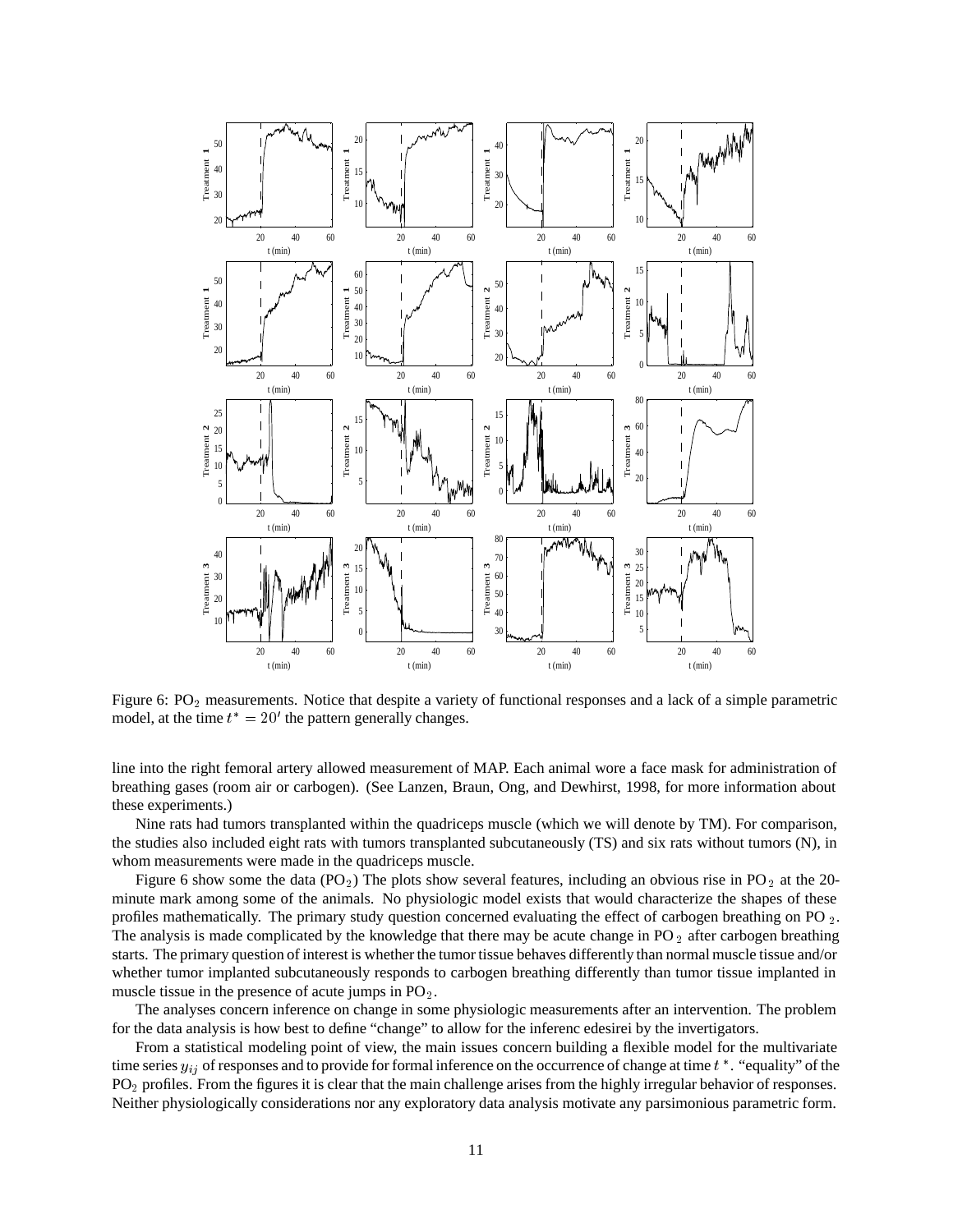Figure 6: $PO_2$ measurements. Notice that despite a variety of functional responses and a lack of a simple parametric model, at the time $t^* = 20'$ the pattern generally changes.

line into the right femoral artery allowed measurement of MAP. Each animal wore a face mask for administration of breathing gases (room air or carbogen). (See Lanzen, Braun, Ong, and Dewhirst, 1998, for more information about these experiments.)

Nine rats had tumors transplanted within the quadriceps muscle (which we will denote by TM). For comparison, the studies also included eight rats with tumors transplanted subcutaneously (TS) and six rats without tumors (N), in whom measurements were made in the quadriceps muscle.

Figure 6 show some the data ($PO_2$) The plots show several features, including an obvious rise in $PO_2$ at the 20-minute mark among some of the animals. No physiologic model exists that would characterize the shapes of these profiles mathematically. The primary study question concerned evaluating the effect of carbogen breathing on $PO_2$. The analysis is made complicated by the knowledge that there may be acute change in $PO_2$ after carbogen breathing starts. The primary question of interest is whether the tumor tissue behaves differently than normal muscle tissue and/or whether tumor implanted subcutaneously responds to carbogen breathing differently than tumor tissue implanted in muscle tissue in the presence of acute jumps in $PO_2$.

The analyses concern inference on change in some physiologic measurements after an intervention. The problem for the data analysis is how best to define "change" to allow for the inferenc edesirei by the invertigators.

From a statistical modeling point of view, the main issues concern building a flexible model for the multivariate time series $y_{ij}$ of responses and to provide for formal inference on the occurrence of change at time $t^*$. "equality" of the $PO_2$ profiles. From the figures it is clear that the main challenge arises from the highly irregular behavior of responses. Neither physiologically considerations nor any exploratory data analysis motivate any parsimonious parametric form.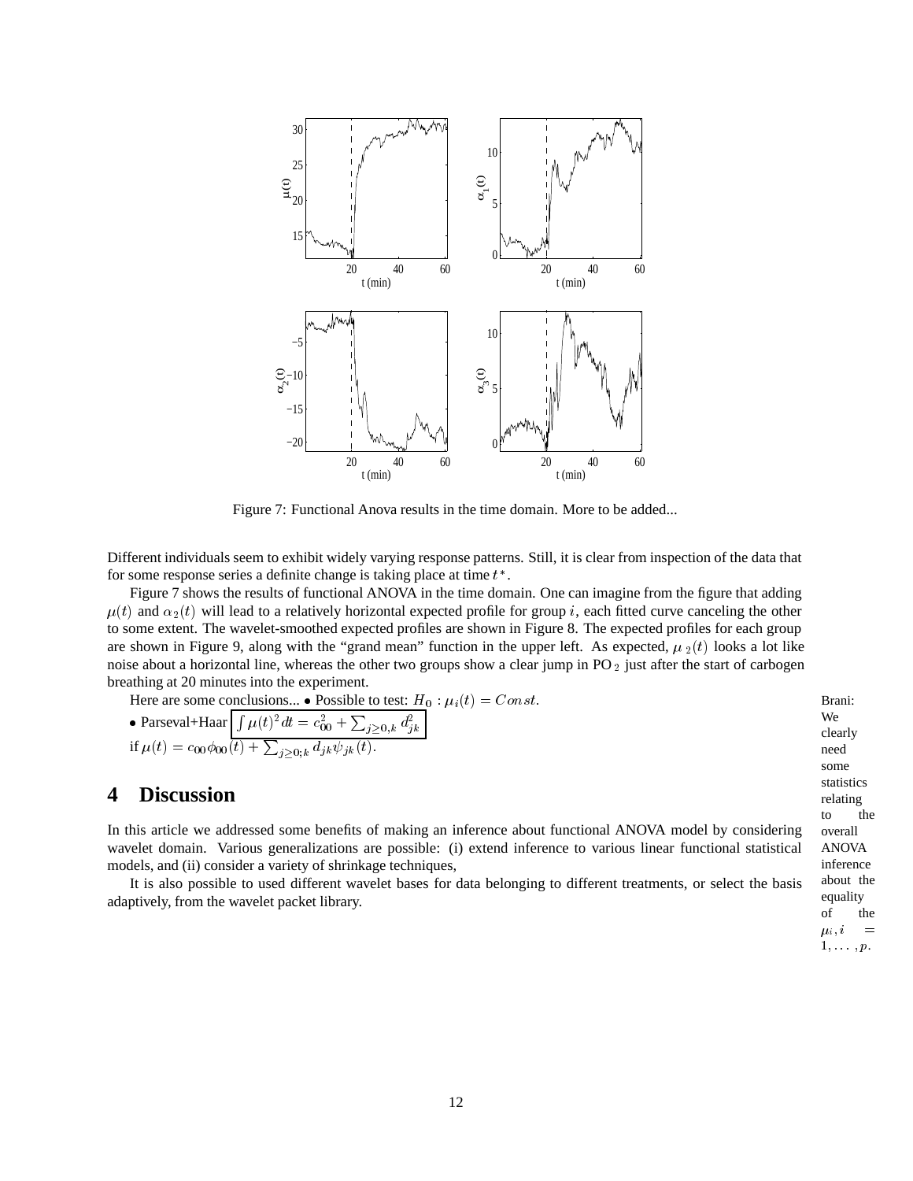Figure 7: Functional Anova results in the time domain. More to be added...

Different individuals seem to exhibit widely varying response patterns. Still, it is clear from inspection of the data that for some response series a definite change is taking place at time $t^*$.

Figure 7 shows the results of functional ANOVA in the time domain. One can imagine from the figure that adding $\mu(t)$ and $\alpha_2(t)$ will lead to a relatively horizontal expected profile for group $i$, each fitted curve canceling the other to some extent. The wavelet-smoothed expected profiles are shown in Figure 8. The expected profiles for each group are shown in Figure 9, along with the "grand mean" function in the upper left. As expected, $\mu_2(t)$ looks a lot like noise about a horizontal line, whereas the other two groups show a clear jump in $PO_2$ just after the start of carbogen breathing at 20 minutes into the experiment.

Here are some conclusions... • Possible to test: $H_0 : \mu_i(t) = Const.$

• Parseval+Haar $\boxed{\int \mu(t)^2 dt = c_{00}^2 + \sum_{j \geq 0, k} d_{jk}^2}$
if $\mu(t) = c_{00}\phi_{00}(t) + \sum_{j \geq 0; k} d_{jk}\psi_{jk}(t)$.

Brani: We clearly need some statistics relating to the overall ANOVA inference about the equality of the $\mu_i, i = 1, \ldots, p$.

# 4 Discussion

In this article we addressed some benefits of making an inference about functional ANOVA model by considering wavelet domain. Various generalizations are possible: (i) extend inference to various linear functional statistical models, and (ii) consider a variety of shrinkage techniques,

It is also possible to used different wavelet bases for data belonging to different treatments, or select the basis adaptively, from the wavelet packet library.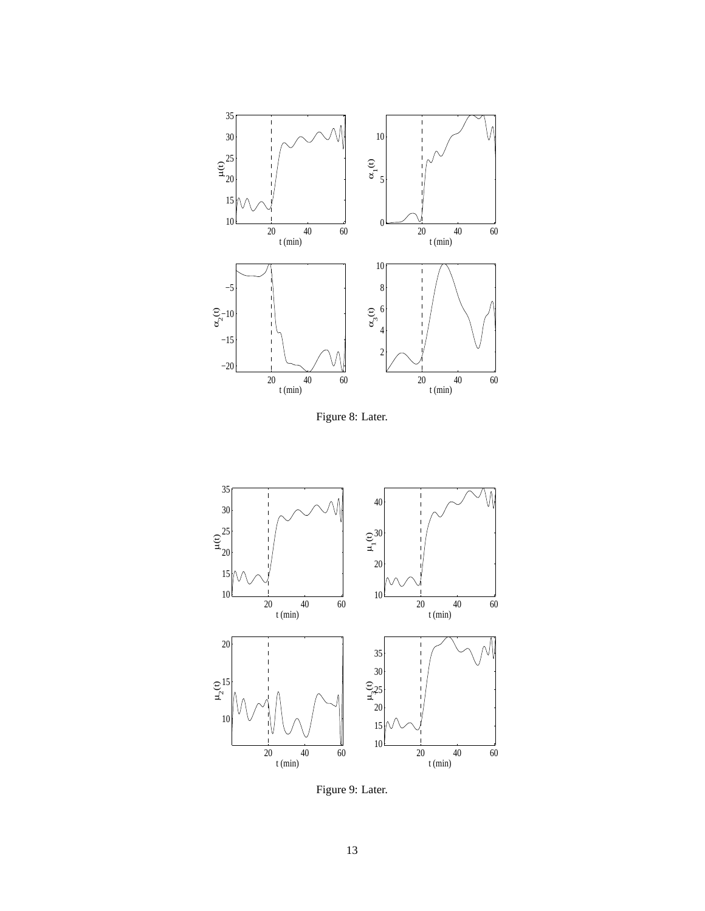Figure 8: Later.

Figure 9: Later.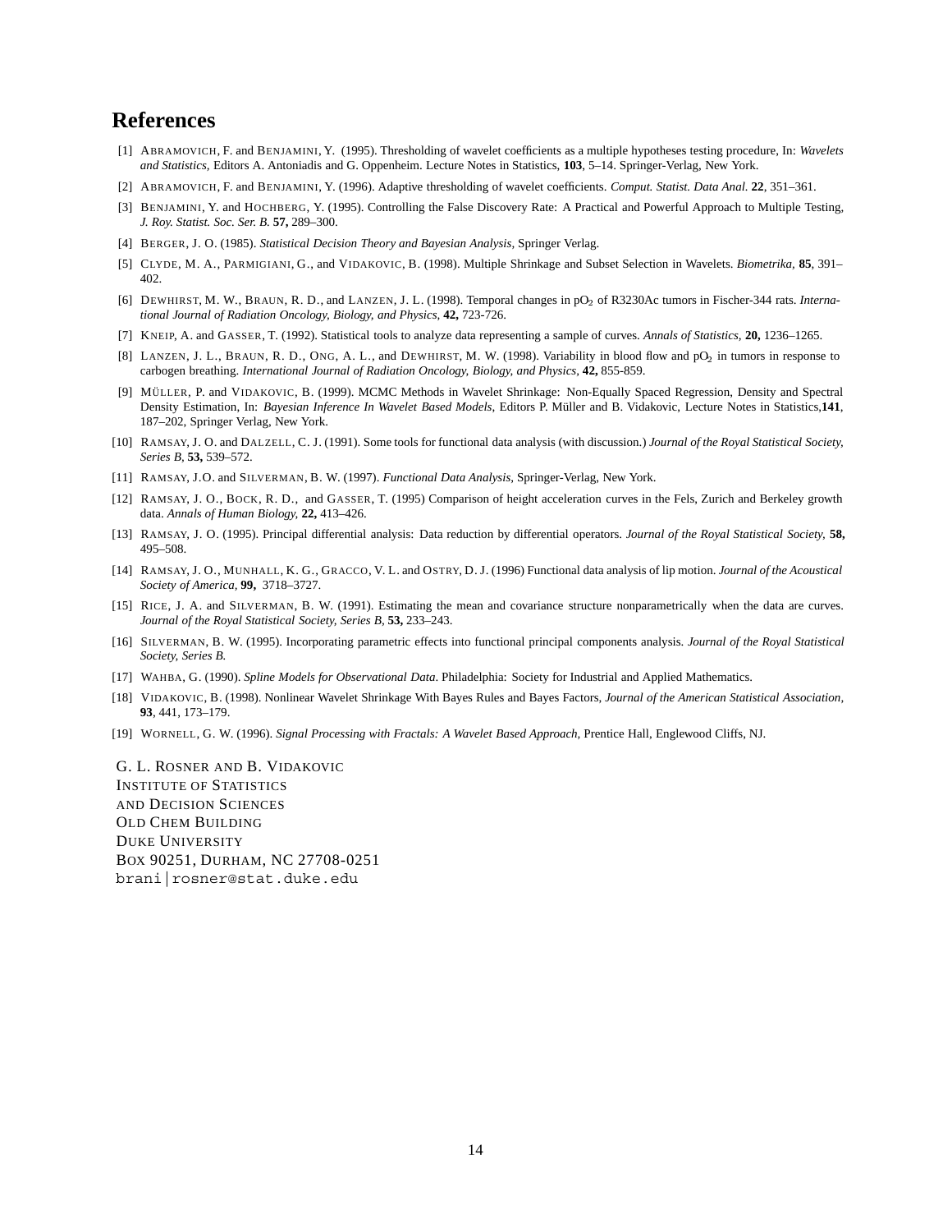# References

[1] Abramovich, F. and Benjamini, Y. (1995). Thresholding of wavelet coefficients as a multiple hypotheses testing procedure, In: *Wavelets and Statistics*, Editors A. Antoniadis and G. Oppenheim. Lecture Notes in Statistics, **103**, 5–14. Springer-Verlag, New York.

[2] Abramovich, F. and Benjamini, Y. (1996). Adaptive thresholding of wavelet coefficients. *Comput. Statist. Data Anal.* **22**, 351–361.

[3] Benjamini, Y. and Hochberg, Y. (1995). Controlling the False Discovery Rate: A Practical and Powerful Approach to Multiple Testing, *J. Roy. Statist. Soc. Ser. B.* **57,** 289–300.

[4] Berger, J. O. (1985). *Statistical Decision Theory and Bayesian Analysis*, Springer Verlag.

[5] Clyde, M. A., Parmigiani, G., and Vidakovic, B. (1998). Multiple Shrinkage and Subset Selection in Wavelets. *Biometrika,* **85**, 391–402.

[6] Dewhirst, M. W., Braun, R. D., and Lanzen, J. L. (1998). Temporal changes in $pO_2$ of R3230Ac tumors in Fischer-344 rats. *International Journal of Radiation Oncology, Biology, and Physics*, **42,** 723-726.

[7] Kneip, A. and Gasser, T. (1992). Statistical tools to analyze data representing a sample of curves. *Annals of Statistics*, **20,** 1236–1265.

[8] Lanzen, J. L., Braun, R. D., Ong, A. L., and Dewhirst, M. W. (1998). Variability in blood flow and $pO_2$ in tumors in response to carbogen breathing. *International Journal of Radiation Oncology, Biology, and Physics*, **42,** 855-859.

[9] Müller, P. and Vidakovic, B. (1999). MCMC Methods in Wavelet Shrinkage: Non-Equally Spaced Regression, Density and Spectral Density Estimation, In: *Bayesian Inference In Wavelet Based Models*, Editors P. Müller and B. Vidakovic, Lecture Notes in Statistics,**141**, 187–202, Springer Verlag, New York.

[10] Ramsay, J. O. and Dalzell, C. J. (1991). Some tools for functional data analysis (with discussion.) *Journal of the Royal Statistical Society, Series B,* **53,** 539–572.

[11] Ramsay, J.O. and Silverman, B. W. (1997). *Functional Data Analysis*, Springer-Verlag, New York.

[12] Ramsay, J. O., Bock, R. D., and Gasser, T. (1995) Comparison of height acceleration curves in the Fels, Zurich and Berkeley growth data. *Annals of Human Biology*, **22,** 413–426.

[13] Ramsay, J. O. (1995). Principal differential analysis: Data reduction by differential operators. *Journal of the Royal Statistical Society*, **58,** 495–508.

[14] Ramsay, J. O., Munhall, K. G., Gracco, V. L. and Ostry, D. J. (1996) Functional data analysis of lip motion. *Journal of the Acoustical Society of America,* **99,** 3718–3727.

[15] Rice, J. A. and Silverman, B. W. (1991). Estimating the mean and covariance structure nonparametrically when the data are curves. *Journal of the Royal Statistical Society, Series B*, **53,** 233–243.

[16] Silverman, B. W. (1995). Incorporating parametric effects into functional principal components analysis. *Journal of the Royal Statistical Society, Series B.*

[17] Wahba, G. (1990). *Spline Models for Observational Data*. Philadelphia: Society for Industrial and Applied Mathematics.

[18] Vidakovic, B. (1998). Nonlinear Wavelet Shrinkage With Bayes Rules and Bayes Factors, *Journal of the American Statistical Association*, **93**, 441, 173–179.

[19] Wornell, G. W. (1996). *Signal Processing with Fractals: A Wavelet Based Approach*, Prentice Hall, Englewood Cliffs, NJ.

G. L. Rosner and B. Vidakovic
Institute of Statistics
and Decision Sciences
Old Chem Building
Duke University
Box 90251, Durham, NC 27708-0251
brani|rosner@stat.duke.edu